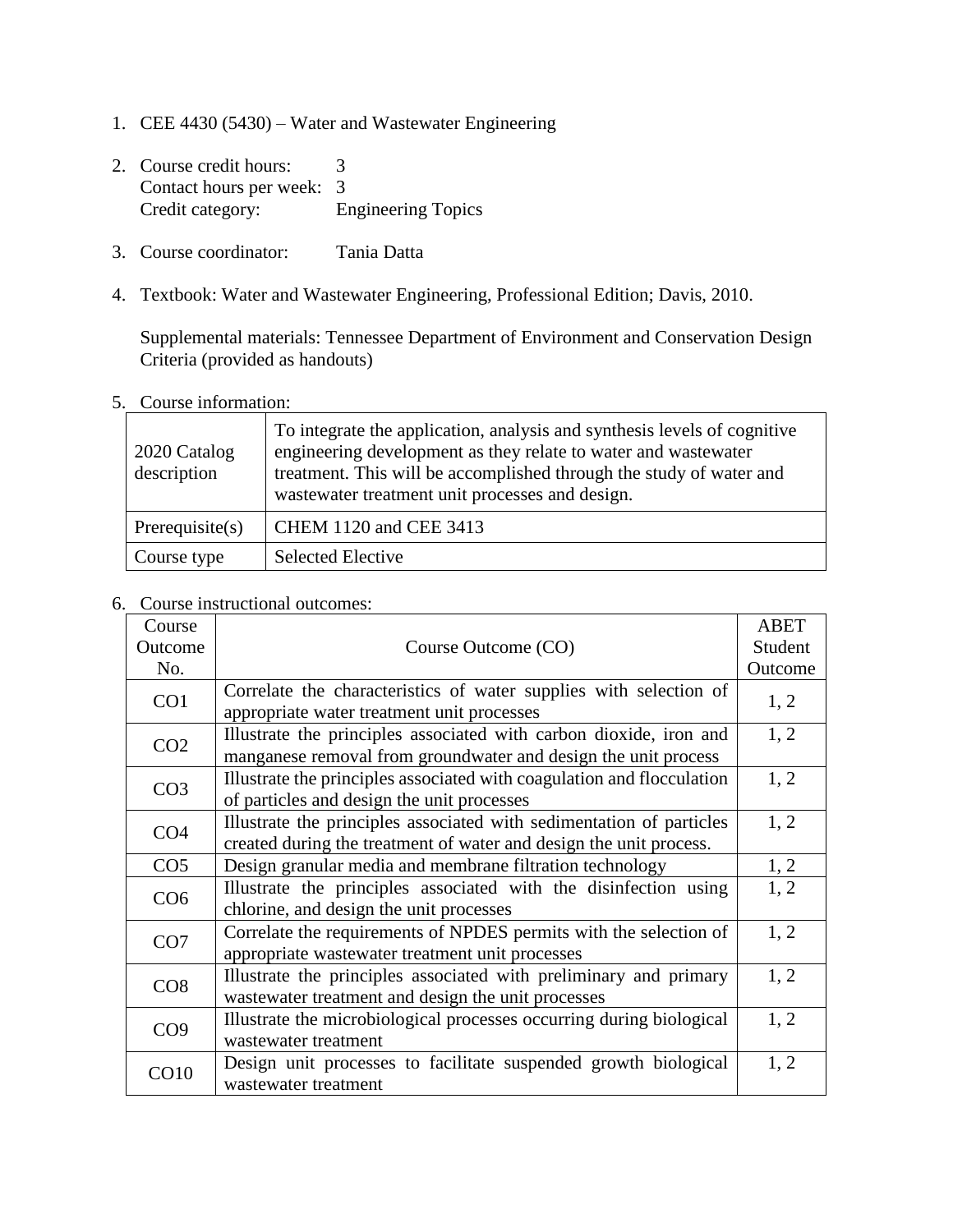1. CEE 4430 (5430) – Water and Wastewater Engineering

2. Course credit hours: 3
   Contact hours per week: 3
   Credit category: Engineering Topics

3. Course coordinator: Tania Datta

4. Textbook: Water and Wastewater Engineering, Professional Edition; Davis, 2010.

   Supplemental materials: Tennessee Department of Environment and Conservation Design Criteria (provided as handouts)

5. Course information:

| | |
|---|---|
| 2020 Catalog description | To integrate the application, analysis and synthesis levels of cognitive engineering development as they relate to water and wastewater treatment. This will be accomplished through the study of water and wastewater treatment unit processes and design. |
| Prerequisite(s) | CHEM 1120 and CEE 3413 |
| Course type | Selected Elective |

6. Course instructional outcomes:

| Course Outcome No. | Course Outcome (CO) | ABET Student Outcome |
|---|---|---|
| CO1 | Correlate the characteristics of water supplies with selection of appropriate water treatment unit processes | 1, 2 |
| CO2 | Illustrate the principles associated with carbon dioxide, iron and manganese removal from groundwater and design the unit process | 1, 2 |
| CO3 | Illustrate the principles associated with coagulation and flocculation of particles and design the unit processes | 1, 2 |
| CO4 | Illustrate the principles associated with sedimentation of particles created during the treatment of water and design the unit process. | 1, 2 |
| CO5 | Design granular media and membrane filtration technology | 1, 2 |
| CO6 | Illustrate the principles associated with the disinfection using chlorine, and design the unit processes | 1, 2 |
| CO7 | Correlate the requirements of NPDES permits with the selection of appropriate wastewater treatment unit processes | 1, 2 |
| CO8 | Illustrate the principles associated with preliminary and primary wastewater treatment and design the unit processes | 1, 2 |
| CO9 | Illustrate the microbiological processes occurring during biological wastewater treatment | 1, 2 |
| CO10 | Design unit processes to facilitate suspended growth biological wastewater treatment | 1, 2 |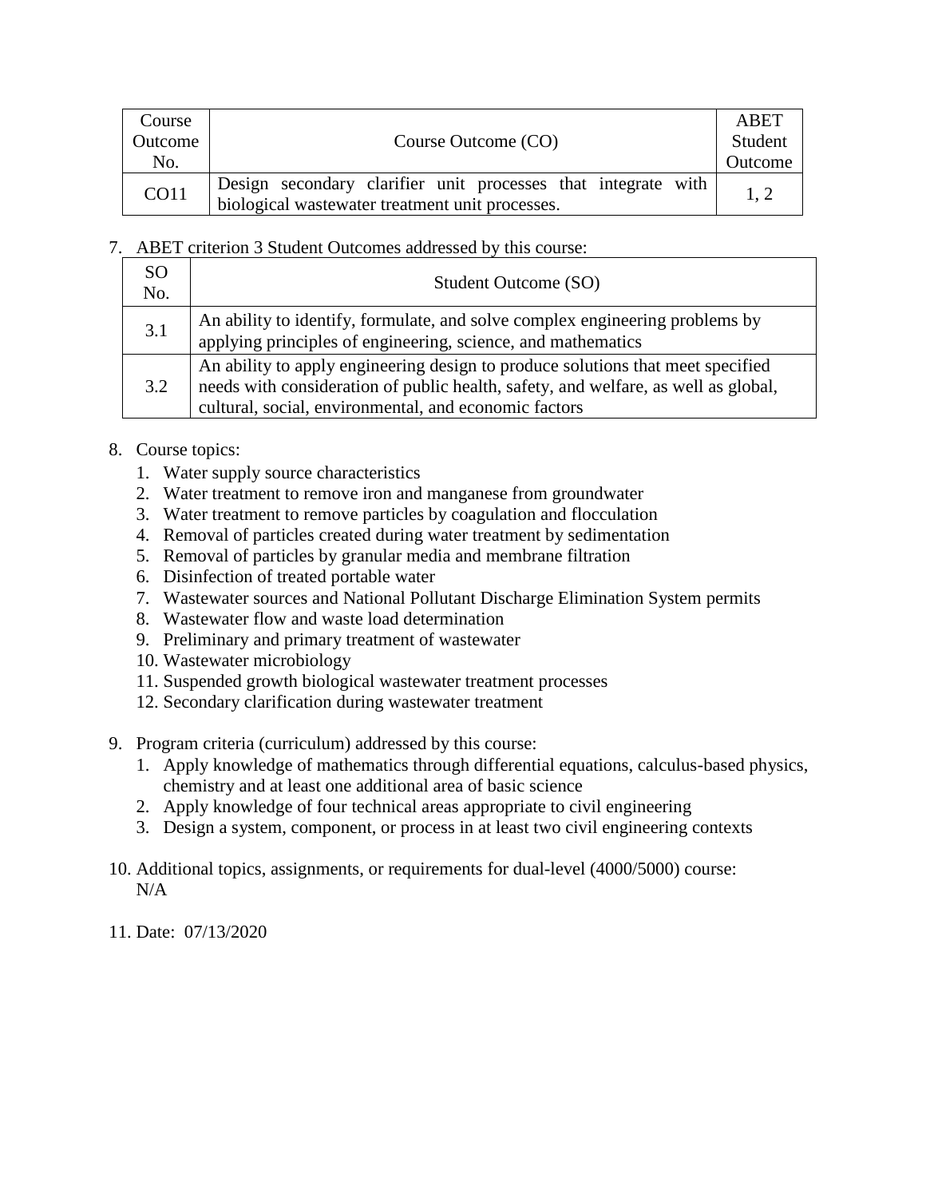| Course Outcome No. | Course Outcome (CO) | ABET Student Outcome |
|---|---|---|
| CO11 | Design secondary clarifier unit processes that integrate with biological wastewater treatment unit processes. | 1, 2 |

7. ABET criterion 3 Student Outcomes addressed by this course:

| SO No. | Student Outcome (SO) |
|---|---|
| 3.1 | An ability to identify, formulate, and solve complex engineering problems by applying principles of engineering, science, and mathematics |
| 3.2 | An ability to apply engineering design to produce solutions that meet specified needs with consideration of public health, safety, and welfare, as well as global, cultural, social, environmental, and economic factors |

8. Course topics:
   1. Water supply source characteristics
   2. Water treatment to remove iron and manganese from groundwater
   3. Water treatment to remove particles by coagulation and flocculation
   4. Removal of particles created during water treatment by sedimentation
   5. Removal of particles by granular media and membrane filtration
   6. Disinfection of treated portable water
   7. Wastewater sources and National Pollutant Discharge Elimination System permits
   8. Wastewater flow and waste load determination
   9. Preliminary and primary treatment of wastewater
   10. Wastewater microbiology
   11. Suspended growth biological wastewater treatment processes
   12. Secondary clarification during wastewater treatment

9. Program criteria (curriculum) addressed by this course:
   1. Apply knowledge of mathematics through differential equations, calculus-based physics, chemistry and at least one additional area of basic science
   2. Apply knowledge of four technical areas appropriate to civil engineering
   3. Design a system, component, or process in at least two civil engineering contexts

10. Additional topics, assignments, or requirements for dual-level (4000/5000) course:
    N/A

11. Date: 07/13/2020